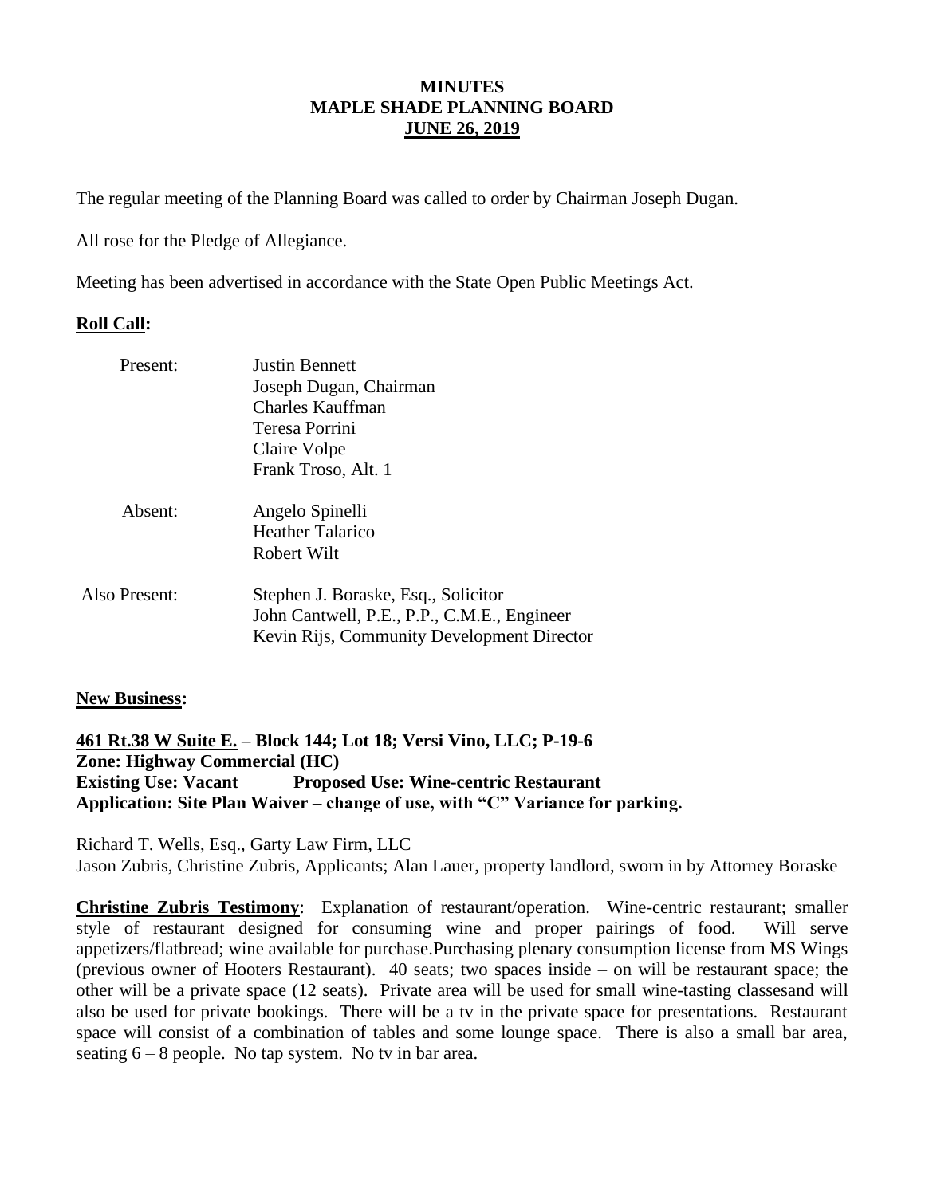# MINUTES
# MAPLE SHADE PLANNING BOARD
# JUNE 26, 2019

The regular meeting of the Planning Board was called to order by Chairman Joseph Dugan.

All rose for the Pledge of Allegiance.

Meeting has been advertised in accordance with the State Open Public Meetings Act.

**Roll Call:**

| | |
|---|---|
| Present: | Justin Bennett<br>Joseph Dugan, Chairman<br>Charles Kauffman<br>Teresa Porrini<br>Claire Volpe<br>Frank Troso, Alt. 1 |
| Absent: | Angelo Spinelli<br>Heather Talarico<br>Robert Wilt |
| Also Present: | Stephen J. Boraske, Esq., Solicitor<br>John Cantwell, P.E., P.P., C.M.E., Engineer<br>Kevin Rijs, Community Development Director |

**New Business:**

**461 Rt.38 W Suite E. – Block 144; Lot 18; Versi Vino, LLC; P-19-6**
**Zone: Highway Commercial (HC)**
**Existing Use: Vacant Proposed Use: Wine-centric Restaurant**
**Application: Site Plan Waiver – change of use, with "C" Variance for parking.**

Richard T. Wells, Esq., Garty Law Firm, LLC
Jason Zubris, Christine Zubris, Applicants; Alan Lauer, property landlord, sworn in by Attorney Boraske

**Christine Zubris Testimony**: Explanation of restaurant/operation. Wine-centric restaurant; smaller style of restaurant designed for consuming wine and proper pairings of food. Will serve appetizers/flatbread; wine available for purchase.Purchasing plenary consumption license from MS Wings (previous owner of Hooters Restaurant). 40 seats; two spaces inside – on will be restaurant space; the other will be a private space (12 seats). Private area will be used for small wine-tasting classesand will also be used for private bookings. There will be a tv in the private space for presentations. Restaurant space will consist of a combination of tables and some lounge space. There is also a small bar area, seating 6 – 8 people. No tap system. No tv in bar area.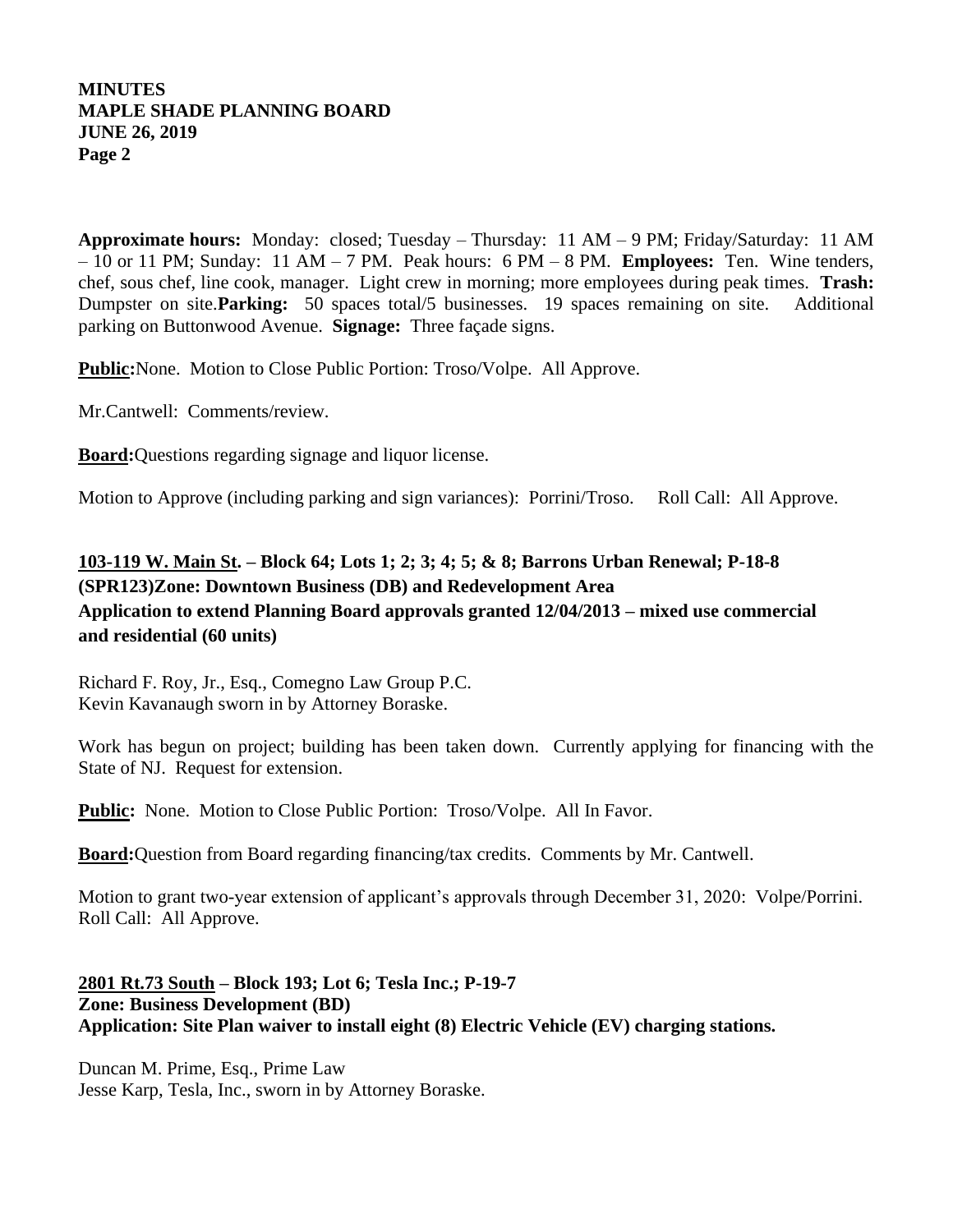**Approximate hours:** Monday: closed; Tuesday – Thursday: 11 AM – 9 PM; Friday/Saturday: 11 AM – 10 or 11 PM; Sunday: 11 AM – 7 PM. Peak hours: 6 PM – 8 PM. **Employees:** Ten. Wine tenders, chef, sous chef, line cook, manager. Light crew in morning; more employees during peak times. **Trash:** Dumpster on site.**Parking:** 50 spaces total/5 businesses. 19 spaces remaining on site. Additional parking on Buttonwood Avenue. **Signage:** Three façade signs.

**Public:**None. Motion to Close Public Portion: Troso/Volpe. All Approve.

Mr.Cantwell: Comments/review.

**Board:**Questions regarding signage and liquor license.

Motion to Approve (including parking and sign variances): Porrini/Troso. Roll Call: All Approve.

**103-119 W. Main St. – Block 64; Lots 1; 2; 3; 4; 5; & 8; Barrons Urban Renewal; P-18-8 (SPR123)Zone: Downtown Business (DB) and Redevelopment Area**
**Application to extend Planning Board approvals granted 12/04/2013 – mixed use commercial and residential (60 units)**

Richard F. Roy, Jr., Esq., Comegno Law Group P.C.
Kevin Kavanaugh sworn in by Attorney Boraske.

Work has begun on project; building has been taken down. Currently applying for financing with the State of NJ. Request for extension.

**Public:** None. Motion to Close Public Portion: Troso/Volpe. All In Favor.

**Board:**Question from Board regarding financing/tax credits. Comments by Mr. Cantwell.

Motion to grant two-year extension of applicant's approvals through December 31, 2020: Volpe/Porrini. Roll Call: All Approve.

**2801 Rt.73 South – Block 193; Lot 6; Tesla Inc.; P-19-7**
**Zone: Business Development (BD)**
**Application: Site Plan waiver to install eight (8) Electric Vehicle (EV) charging stations.**

Duncan M. Prime, Esq., Prime Law
Jesse Karp, Tesla, Inc., sworn in by Attorney Boraske.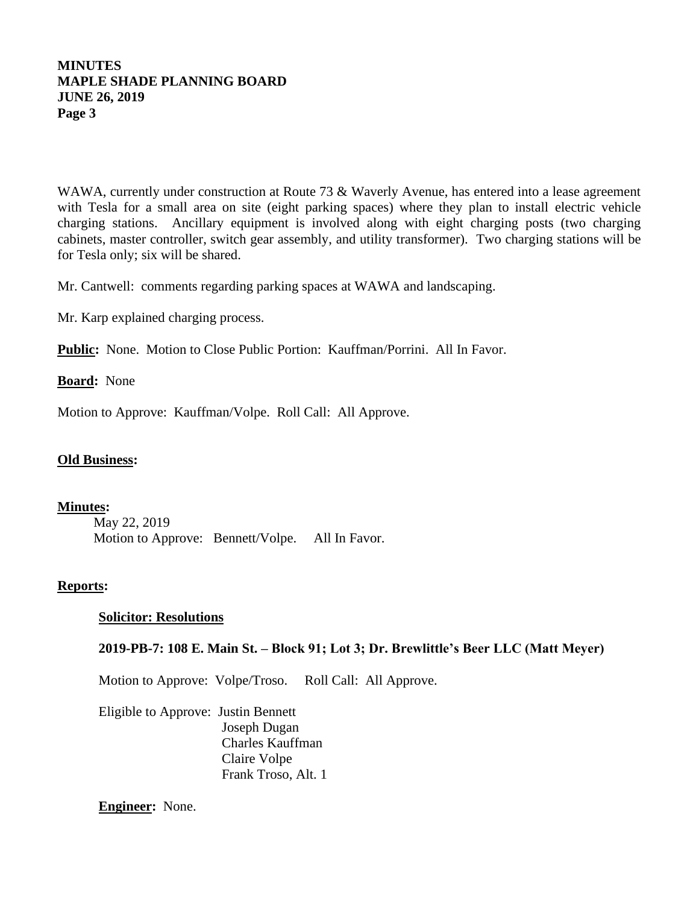WAWA, currently under construction at Route 73 & Waverly Avenue, has entered into a lease agreement with Tesla for a small area on site (eight parking spaces) where they plan to install electric vehicle charging stations. Ancillary equipment is involved along with eight charging posts (two charging cabinets, master controller, switch gear assembly, and utility transformer). Two charging stations will be for Tesla only; six will be shared.

Mr. Cantwell: comments regarding parking spaces at WAWA and landscaping.

Mr. Karp explained charging process.

**Public:** None. Motion to Close Public Portion: Kauffman/Porrini. All In Favor.

**Board:** None

Motion to Approve: Kauffman/Volpe. Roll Call: All Approve.

**Old Business:**

**Minutes:**

May 22, 2019
Motion to Approve: Bennett/Volpe. All In Favor.

**Reports:**

**Solicitor: Resolutions**

**2019-PB-7: 108 E. Main St. – Block 91; Lot 3; Dr. Brewlittle's Beer LLC (Matt Meyer)**

Motion to Approve: Volpe/Troso. Roll Call: All Approve.

Eligible to Approve: Justin Bennett
Joseph Dugan
Charles Kauffman
Claire Volpe
Frank Troso, Alt. 1

**Engineer:** None.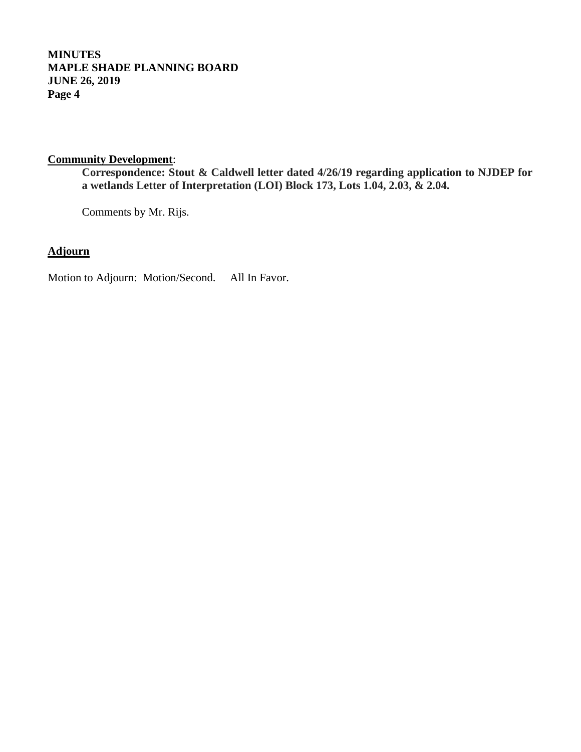**Community Development**:

**Correspondence: Stout & Caldwell letter dated 4/26/19 regarding application to NJDEP for a wetlands Letter of Interpretation (LOI) Block 173, Lots 1.04, 2.03, & 2.04.**

Comments by Mr. Rijs.

**Adjourn**

Motion to Adjourn: Motion/Second. All In Favor.